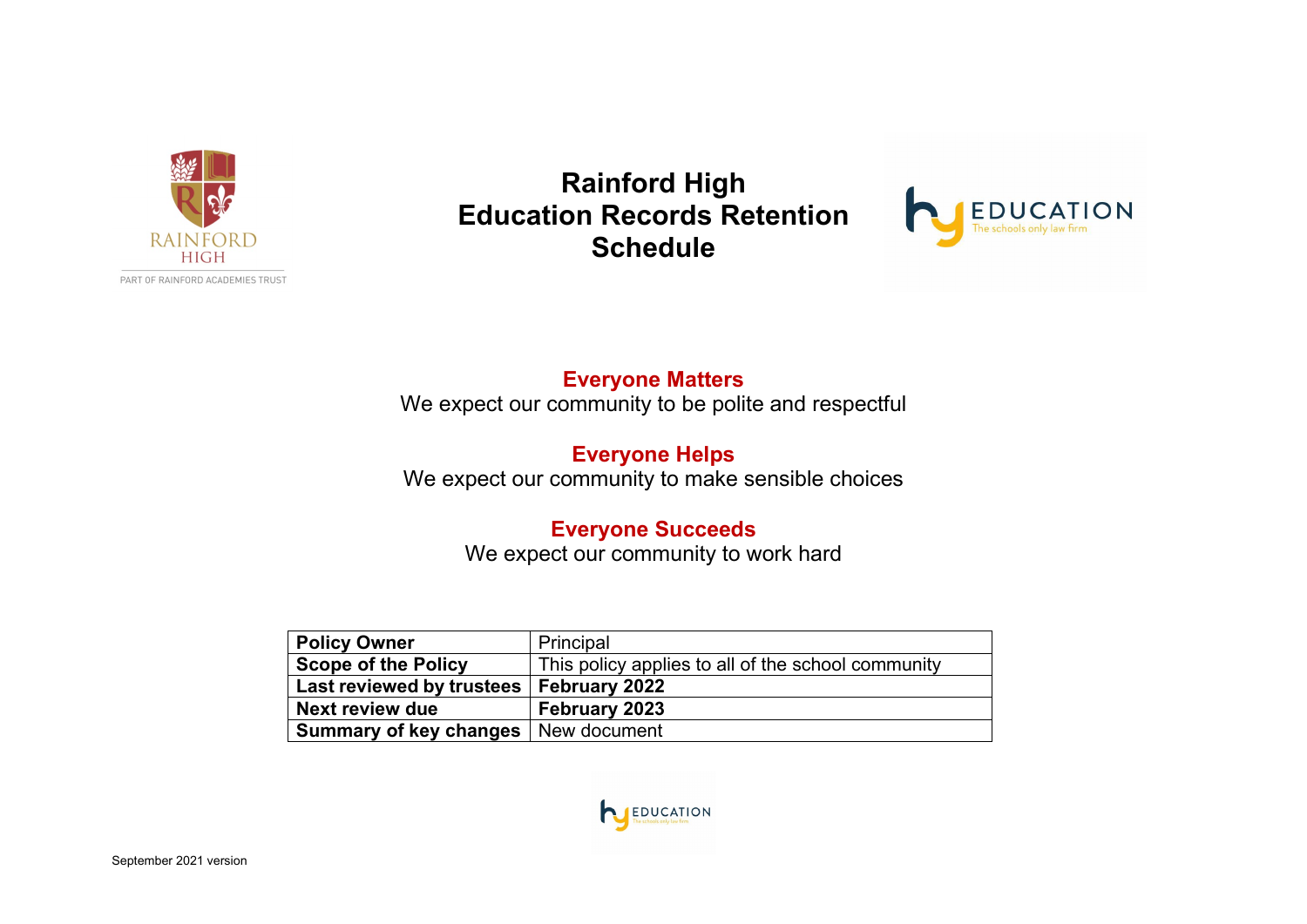# Rainford High
# Education Records Retention Schedule

**Everyone Matters**

We expect our community to be polite and respectful

**Everyone Helps**

We expect our community to make sensible choices

**Everyone Succeeds**

We expect our community to work hard

| | |
|---|---|
| **Policy Owner** | Principal |
| **Scope of the Policy** | This policy applies to all of the school community |
| **Last reviewed by trustees** | **February 2022** |
| **Next review due** | **February 2023** |
| **Summary of key changes** | New document |

September 2021 version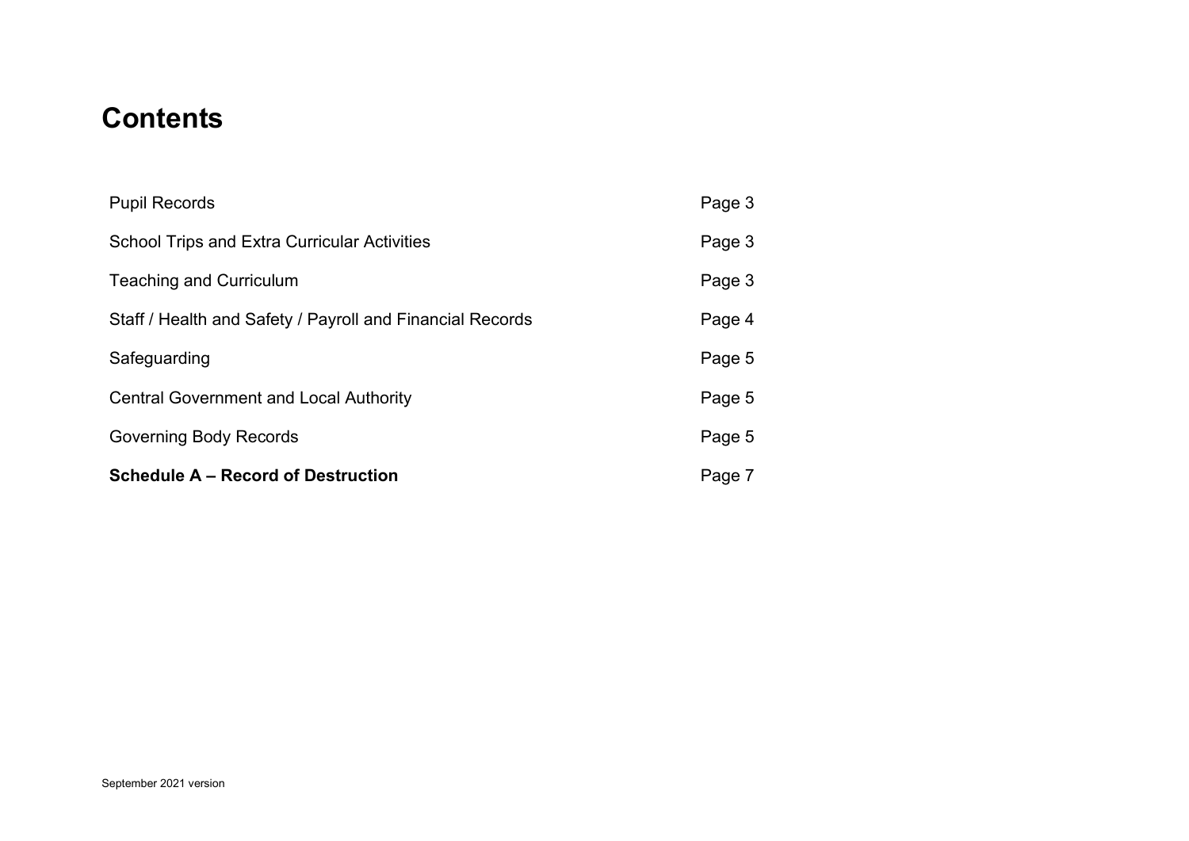# Contents

| | |
|---|---|
| Pupil Records | Page 3 |
| School Trips and Extra Curricular Activities | Page 3 |
| Teaching and Curriculum | Page 3 |
| Staff / Health and Safety / Payroll and Financial Records | Page 4 |
| Safeguarding | Page 5 |
| Central Government and Local Authority | Page 5 |
| Governing Body Records | Page 5 |
| **Schedule A – Record of Destruction** | Page 7 |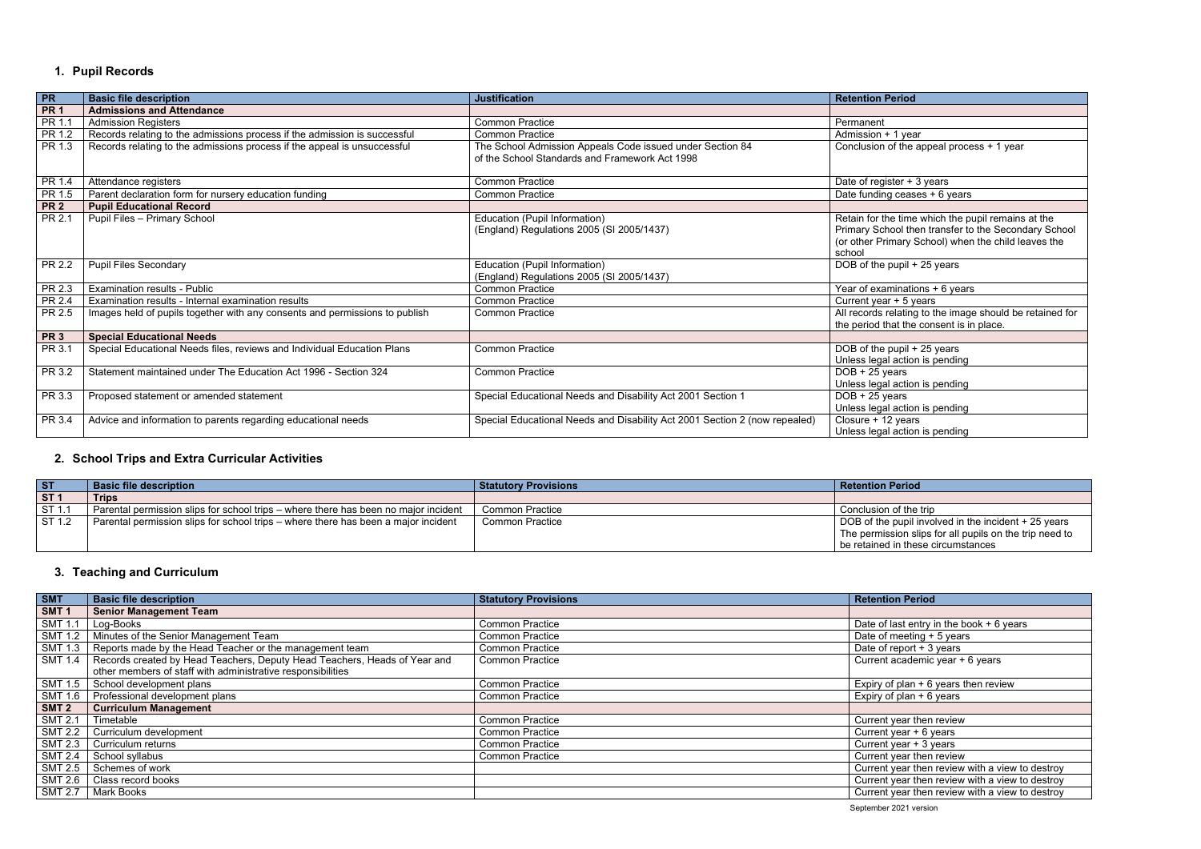## 1. Pupil Records

| PR | Basic file description | Justification | Retention Period |
|---|---|---|---|
| **PR 1** | **Admissions and Attendance** | | |
| PR 1.1 | Admission Registers | Common Practice | Permanent |
| PR 1.2 | Records relating to the admissions process if the admission is successful | Common Practice | Admission + 1 year |
| PR 1.3 | Records relating to the admissions process if the appeal is unsuccessful | The School Admission Appeals Code issued under Section 84 of the School Standards and Framework Act 1998 | Conclusion of the appeal process + 1 year |
| PR 1.4 | Attendance registers | Common Practice | Date of register + 3 years |
| PR 1.5 | Parent declaration form for nursery education funding | Common Practice | Date funding ceases + 6 years |
| **PR 2** | **Pupil Educational Record** | | |
| PR 2.1 | Pupil Files – Primary School | Education (Pupil Information) (England) Regulations 2005 (SI 2005/1437) | Retain for the time which the pupil remains at the Primary School then transfer to the Secondary School (or other Primary School) when the child leaves the school |
| PR 2.2 | Pupil Files Secondary | Education (Pupil Information) (England) Regulations 2005 (SI 2005/1437) | DOB of the pupil + 25 years |
| PR 2.3 | Examination results - Public | Common Practice | Year of examinations + 6 years |
| PR 2.4 | Examination results - Internal examination results | Common Practice | Current year + 5 years |
| PR 2.5 | Images held of pupils together with any consents and permissions to publish | Common Practice | All records relating to the image should be retained for the period that the consent is in place. |
| **PR 3** | **Special Educational Needs** | | |
| PR 3.1 | Special Educational Needs files, reviews and Individual Education Plans | Common Practice | DOB of the pupil + 25 years Unless legal action is pending |
| PR 3.2 | Statement maintained under The Education Act 1996 - Section 324 | Common Practice | DOB + 25 years Unless legal action is pending |
| PR 3.3 | Proposed statement or amended statement | Special Educational Needs and Disability Act 2001 Section 1 | DOB + 25 years Unless legal action is pending |
| PR 3.4 | Advice and information to parents regarding educational needs | Special Educational Needs and Disability Act 2001 Section 2 (now repealed) | Closure + 12 years Unless legal action is pending |

## 2. School Trips and Extra Curricular Activities

| ST | Basic file description | Statutory Provisions | Retention Period |
|---|---|---|---|
| **ST 1** | **Trips** | | |
| ST 1.1 | Parental permission slips for school trips – where there has been no major incident | Common Practice | Conclusion of the trip |
| ST 1.2 | Parental permission slips for school trips – where there has been a major incident | Common Practice | DOB of the pupil involved in the incident + 25 years The permission slips for all pupils on the trip need to be retained in these circumstances |

## 3. Teaching and Curriculum

| SMT | Basic file description | Statutory Provisions | Retention Period |
|---|---|---|---|
| **SMT 1** | **Senior Management Team** | | |
| SMT 1.1 | Log-Books | Common Practice | Date of last entry in the book + 6 years |
| SMT 1.2 | Minutes of the Senior Management Team | Common Practice | Date of meeting + 5 years |
| SMT 1.3 | Reports made by the Head Teacher or the management team | Common Practice | Date of report + 3 years |
| SMT 1.4 | Records created by Head Teachers, Deputy Head Teachers, Heads of Year and other members of staff with administrative responsibilities | Common Practice | Current academic year + 6 years |
| SMT 1.5 | School development plans | Common Practice | Expiry of plan + 6 years then review |
| SMT 1.6 | Professional development plans | Common Practice | Expiry of plan + 6 years |
| **SMT 2** | **Curriculum Management** | | |
| SMT 2.1 | Timetable | Common Practice | Current year then review |
| SMT 2.2 | Curriculum development | Common Practice | Current year + 6 years |
| SMT 2.3 | Curriculum returns | Common Practice | Current year + 3 years |
| SMT 2.4 | School syllabus | Common Practice | Current year then review |
| SMT 2.5 | Schemes of work | | Current year then review with a view to destroy |
| SMT 2.6 | Class record books | | Current year then review with a view to destroy |
| SMT 2.7 | Mark Books | | Current year then review with a view to destroy |

September 2021 version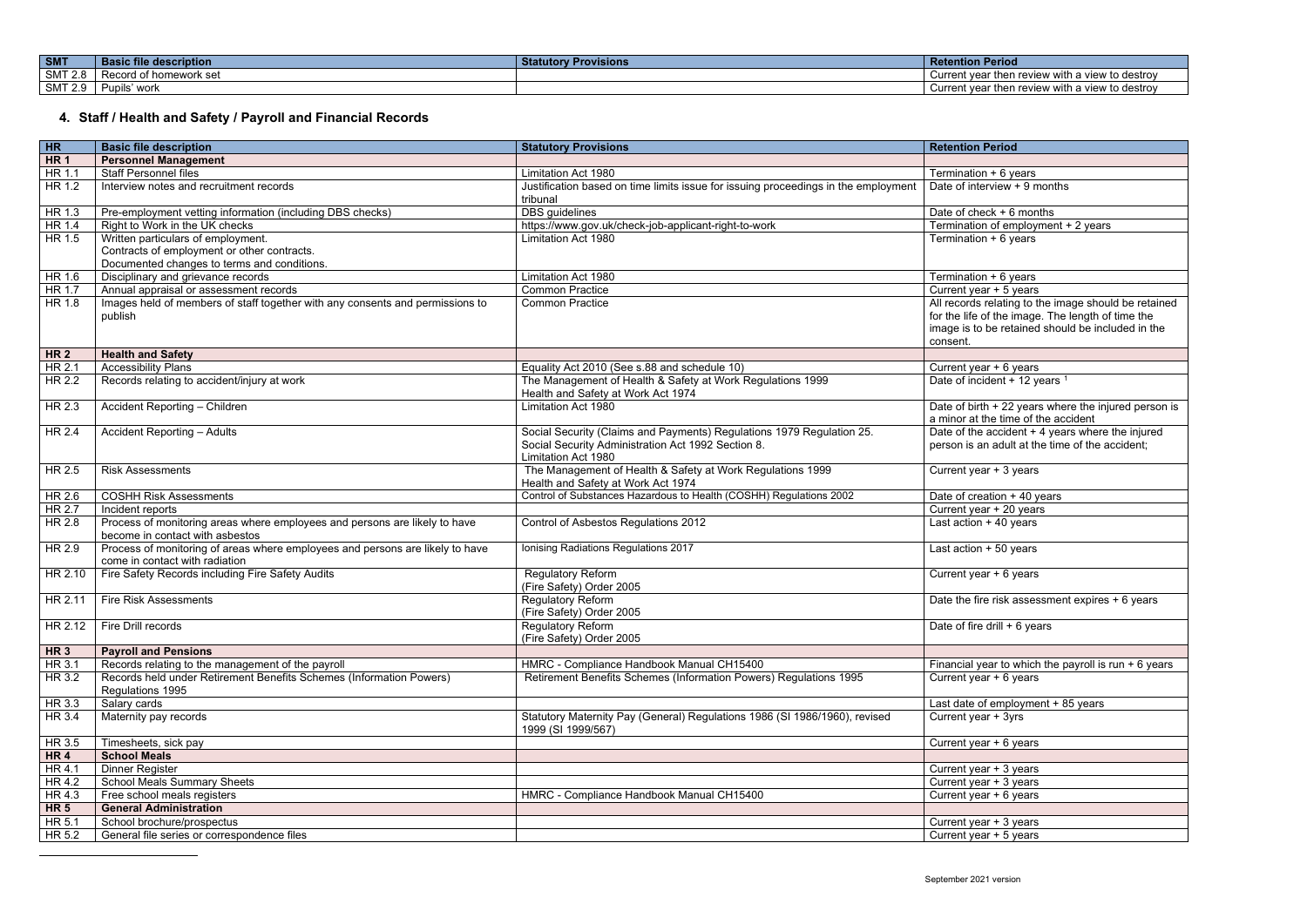| SMT | Basic file description | Statutory Provisions | Retention Period |
|---|---|---|---|
| SMT 2.8 | Record of homework set | | Current year then review with a view to destroy |
| SMT 2.9 | Pupils' work | | Current year then review with a view to destroy |

## 4. Staff / Health and Safety / Payroll and Financial Records

| HR | Basic file description | Statutory Provisions | Retention Period |
|---|---|---|---|
| **HR 1** | **Personnel Management** | | |
| HR 1.1 | Staff Personnel files | Limitation Act 1980 | Termination + 6 years |
| HR 1.2 | Interview notes and recruitment records | Justification based on time limits issue for issuing proceedings in the employment tribunal | Date of interview + 9 months |
| HR 1.3 | Pre-employment vetting information (including DBS checks) | DBS guidelines | Date of check + 6 months |
| HR 1.4 | Right to Work in the UK checks | https://www.gov.uk/check-job-applicant-right-to-work | Termination of employment + 2 years |
| HR 1.5 | Written particulars of employment.<br>Contracts of employment or other contracts.<br>Documented changes to terms and conditions. | Limitation Act 1980 | Termination + 6 years |
| HR 1.6 | Disciplinary and grievance records | Limitation Act 1980 | Termination + 6 years |
| HR 1.7 | Annual appraisal or assessment records | Common Practice | Current year + 5 years |
| HR 1.8 | Images held of members of staff together with any consents and permissions to publish | Common Practice | All records relating to the image should be retained for the life of the image. The length of time the image is to be retained should be included in the consent. |
| **HR 2** | **Health and Safety** | | |
| HR 2.1 | Accessibility Plans | Equality Act 2010 (See s.88 and schedule 10) | Current year + 6 years |
| HR 2.2 | Records relating to accident/injury at work | The Management of Health & Safety at Work Regulations 1999<br>Health and Safety at Work Act 1974 | Date of incident + 12 years [1] |
| HR 2.3 | Accident Reporting – Children | Limitation Act 1980 | Date of birth + 22 years where the injured person is a minor at the time of the accident |
| HR 2.4 | Accident Reporting – Adults | Social Security (Claims and Payments) Regulations 1979 Regulation 25.<br>Social Security Administration Act 1992 Section 8.<br>Limitation Act 1980 | Date of the accident + 4 years where the injured person is an adult at the time of the accident; |
| HR 2.5 | Risk Assessments | The Management of Health & Safety at Work Regulations 1999<br>Health and Safety at Work Act 1974 | Current year + 3 years |
| HR 2.6 | COSHH Risk Assessments | Control of Substances Hazardous to Health (COSHH) Regulations 2002 | Date of creation + 40 years |
| HR 2.7 | Incident reports | | Current year + 20 years |
| HR 2.8 | Process of monitoring areas where employees and persons are likely to have become in contact with asbestos | Control of Asbestos Regulations 2012 | Last action + 40 years |
| HR 2.9 | Process of monitoring of areas where employees and persons are likely to have come in contact with radiation | Ionising Radiations Regulations 2017 | Last action + 50 years |
| HR 2.10 | Fire Safety Records including Fire Safety Audits | Regulatory Reform<br>(Fire Safety) Order 2005 | Current year + 6 years |
| HR 2.11 | Fire Risk Assessments | Regulatory Reform<br>(Fire Safety) Order 2005 | Date the fire risk assessment expires + 6 years |
| HR 2.12 | Fire Drill records | Regulatory Reform<br>(Fire Safety) Order 2005 | Date of fire drill + 6 years |
| **HR 3** | **Payroll and Pensions** | | |
| HR 3.1 | Records relating to the management of the payroll | HMRC - Compliance Handbook Manual CH15400 | Financial year to which the payroll is run + 6 years |
| HR 3.2 | Records held under Retirement Benefits Schemes (Information Powers) Regulations 1995 | Retirement Benefits Schemes (Information Powers) Regulations 1995 | Current year + 6 years |
| HR 3.3 | Salary cards | | Last date of employment + 85 years |
| HR 3.4 | Maternity pay records | Statutory Maternity Pay (General) Regulations 1986 (SI 1986/1960), revised 1999 (SI 1999/567) | Current year + 3yrs |
| HR 3.5 | Timesheets, sick pay | | Current year + 6 years |
| **HR 4** | **School Meals** | | |
| HR 4.1 | Dinner Register | | Current year + 3 years |
| HR 4.2 | School Meals Summary Sheets | | Current year + 3 years |
| HR 4.3 | Free school meals registers | HMRC - Compliance Handbook Manual CH15400 | Current year + 6 years |
| **HR 5** | **General Administration** | | |
| HR 5.1 | School brochure/prospectus | | Current year + 3 years |
| HR 5.2 | General file series or correspondence files | | Current year + 5 years |

September 2021 version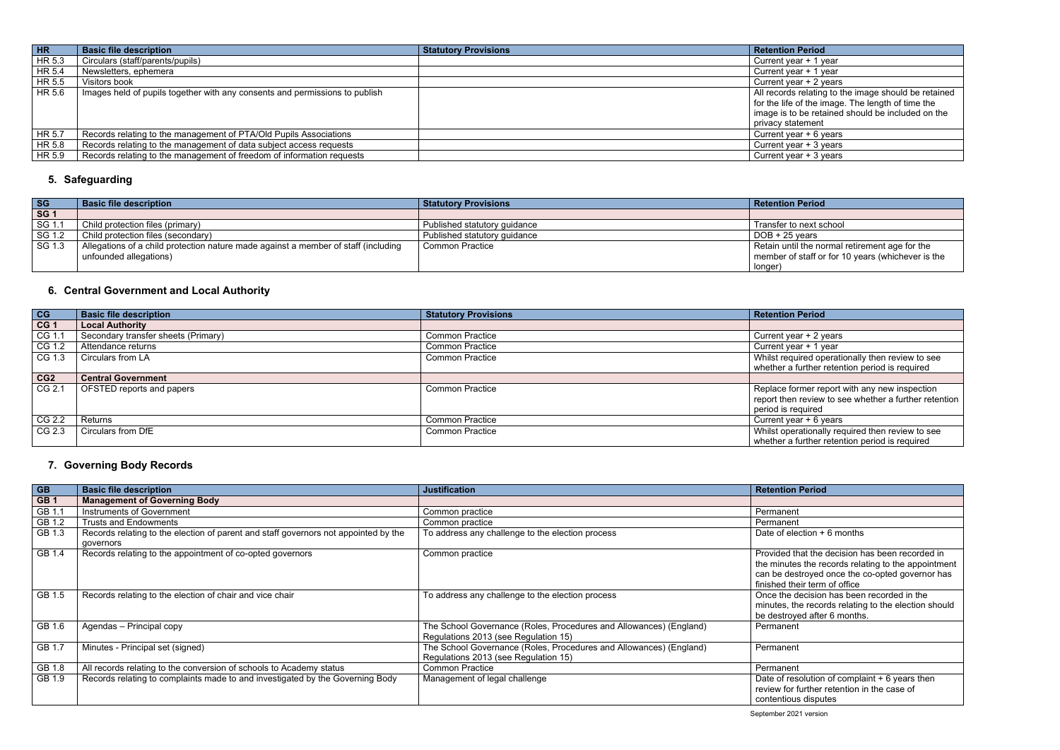| HR | Basic file description | Statutory Provisions | Retention Period |
|---|---|---|---|
| HR 5.3 | Circulars (staff/parents/pupils) | | Current year + 1 year |
| HR 5.4 | Newsletters, ephemera | | Current year + 1 year |
| HR 5.5 | Visitors book | | Current year + 2 years |
| HR 5.6 | Images held of pupils together with any consents and permissions to publish | | All records relating to the image should be retained for the life of the image. The length of time the image is to be retained should be included on the privacy statement |
| HR 5.7 | Records relating to the management of PTA/Old Pupils Associations | | Current year + 6 years |
| HR 5.8 | Records relating to the management of data subject access requests | | Current year + 3 years |
| HR 5.9 | Records relating to the management of freedom of information requests | | Current year + 3 years |

## 5. Safeguarding

| SG | Basic file description | Statutory Provisions | Retention Period |
|---|---|---|---|
| SG 1 | | | |
| SG 1.1 | Child protection files (primary) | Published statutory guidance | Transfer to next school |
| SG 1.2 | Child protection files (secondary) | Published statutory guidance | DOB + 25 years |
| SG 1.3 | Allegations of a child protection nature made against a member of staff (including unfounded allegations) | Common Practice | Retain until the normal retirement age for the member of staff or for 10 years (whichever is the longer) |

## 6. Central Government and Local Authority

| CG | Basic file description | Statutory Provisions | Retention Period |
|---|---|---|---|
| CG 1 | **Local Authority** | | |
| CG 1.1 | Secondary transfer sheets (Primary) | Common Practice | Current year + 2 years |
| CG 1.2 | Attendance returns | Common Practice | Current year + 1 year |
| CG 1.3 | Circulars from LA | Common Practice | Whilst required operationally then review to see whether a further retention period is required |
| CG2 | **Central Government** | | |
| CG 2.1 | OFSTED reports and papers | Common Practice | Replace former report with any new inspection report then review to see whether a further retention period is required |
| CG 2.2 | Returns | Common Practice | Current year + 6 years |
| CG 2.3 | Circulars from DfE | Common Practice | Whilst operationally required then review to see whether a further retention period is required |

## 7. Governing Body Records

| GB | Basic file description | Justification | Retention Period |
|---|---|---|---|
| GB 1 | **Management of Governing Body** | | |
| GB 1.1 | Instruments of Government | Common practice | Permanent |
| GB 1.2 | Trusts and Endowments | Common practice | Permanent |
| GB 1.3 | Records relating to the election of parent and staff governors not appointed by the governors | To address any challenge to the election process | Date of election + 6 months |
| GB 1.4 | Records relating to the appointment of co-opted governors | Common practice | Provided that the decision has been recorded in the minutes the records relating to the appointment can be destroyed once the co-opted governor has finished their term of office |
| GB 1.5 | Records relating to the election of chair and vice chair | To address any challenge to the election process | Once the decision has been recorded in the minutes, the records relating to the election should be destroyed after 6 months. |
| GB 1.6 | Agendas – Principal copy | The School Governance (Roles, Procedures and Allowances) (England) Regulations 2013 (see Regulation 15) | Permanent |
| GB 1.7 | Minutes - Principal set (signed) | The School Governance (Roles, Procedures and Allowances) (England) Regulations 2013 (see Regulation 15) | Permanent |
| GB 1.8 | All records relating to the conversion of schools to Academy status | Common Practice | Permanent |
| GB 1.9 | Records relating to complaints made to and investigated by the Governing Body | Management of legal challenge | Date of resolution of complaint + 6 years then review for further retention in the case of contentious disputes |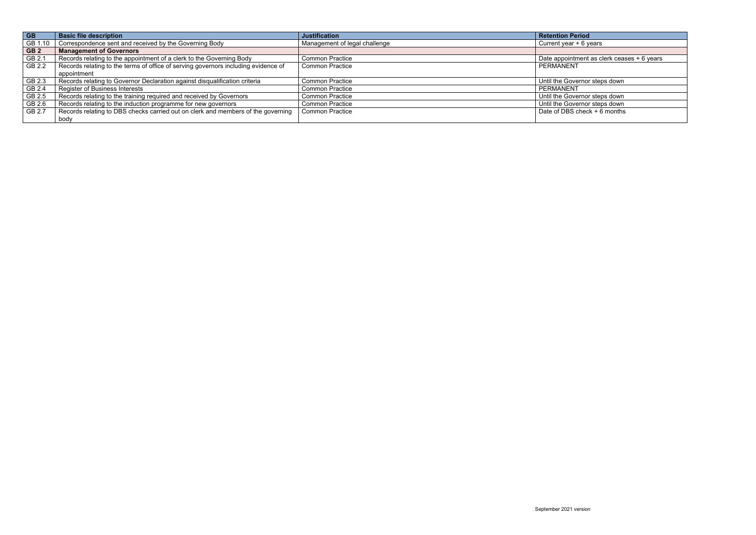| GB | Basic file description | Justification | Retention Period |
|---|---|---|---|
| GB 1.10 | Correspondence sent and received by the Governing Body | Management of legal challenge | Current year + 6 years |
| **GB 2** | **Management of Governors** | | |
| GB 2.1 | Records relating to the appointment of a clerk to the Governing Body | Common Practice | Date appointment as clerk ceases + 6 years |
| GB 2.2 | Records relating to the terms of office of serving governors including evidence of appointment | Common Practice | PERMANENT |
| GB 2.3 | Records relating to Governor Declaration against disqualification criteria | Common Practice | Until the Governor steps down |
| GB 2.4 | Register of Business Interests | Common Practice | PERMANENT |
| GB 2.5 | Records relating to the training required and received by Governors | Common Practice | Until the Governor steps down |
| GB 2.6 | Records relating to the induction programme for new governors | Common Practice | Until the Governor steps down |
| GB 2.7 | Records relating to DBS checks carried out on clerk and members of the governing body | Common Practice | Date of DBS check + 6 months |

September 2021 version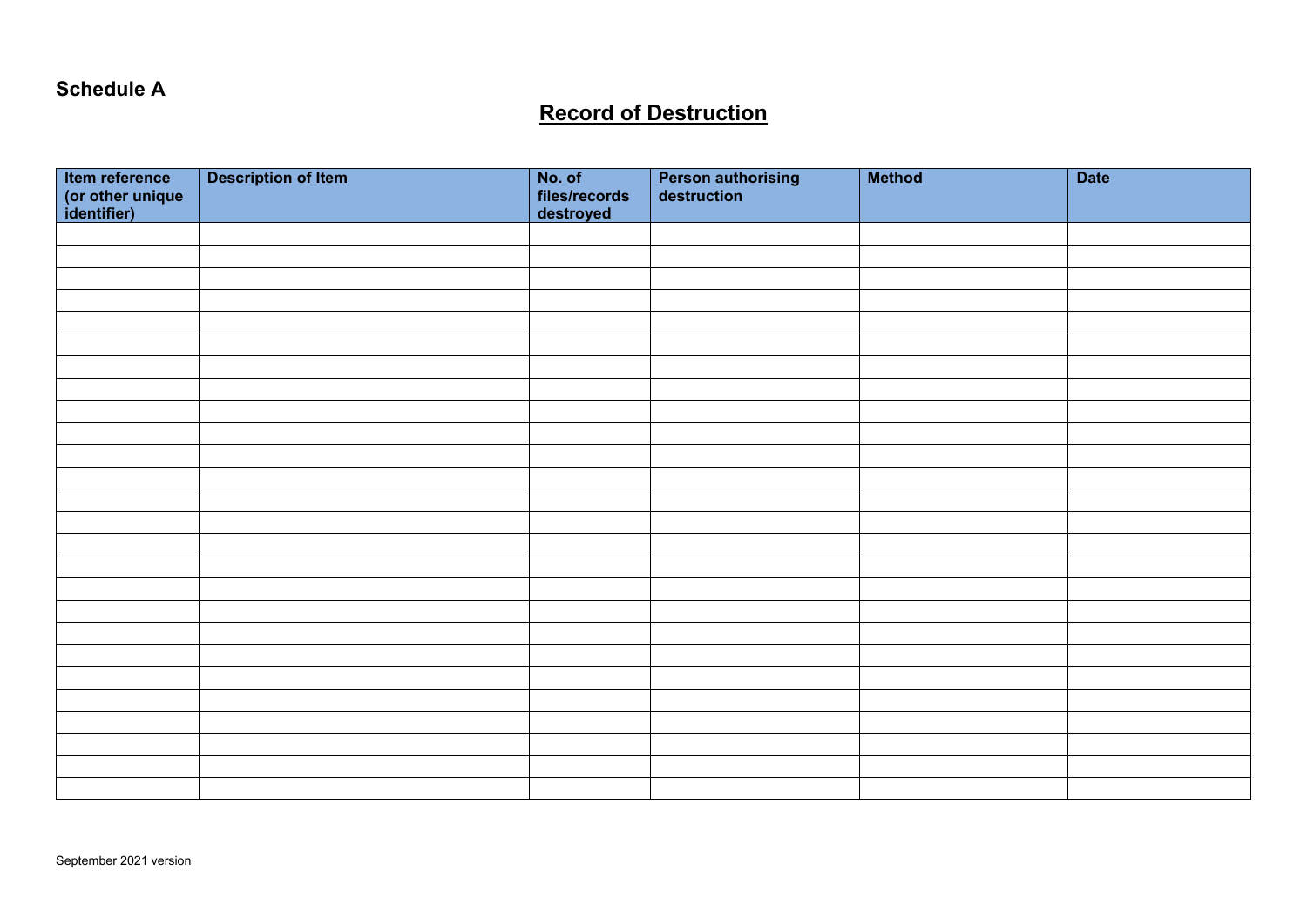**Schedule A**

# Record of Destruction

| Item reference (or other unique identifier) | Description of Item | No. of files/records destroyed | Person authorising destruction | Method | Date |
|---|---|---|---|---|---|
| | | | | | |
| | | | | | |
| | | | | | |
| | | | | | |
| | | | | | |
| | | | | | |
| | | | | | |
| | | | | | |
| | | | | | |
| | | | | | |
| | | | | | |
| | | | | | |
| | | | | | |
| | | | | | |
| | | | | | |
| | | | | | |
| | | | | | |
| | | | | | |
| | | | | | |
| | | | | | |
| | | | | | |
| | | | | | |
| | | | | | |
| | | | | | |
| | | | | | |
| | | | | | |